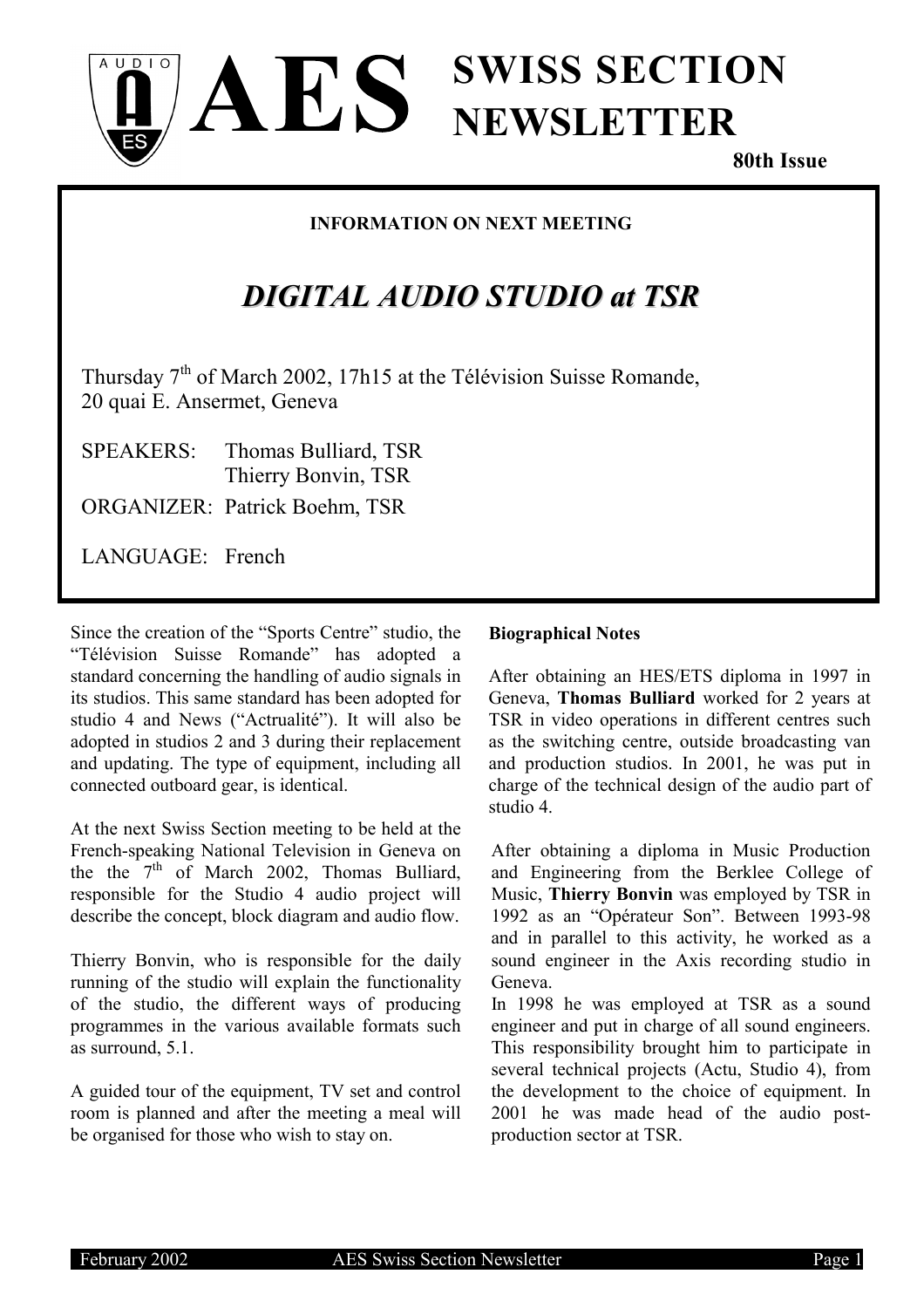# AES SWISS SECTION NEWSLETTER

**80th Issue**

**INFORMATION ON NEXT MEETING**

## *DIGITAL AUDIO STUDIO at TSR*

Thursday 7th of March 2002, 17h15 at the Télévision Suisse Romande, 20 quai E. Ansermet, Geneva

SPEAKERS: Thomas Bulliard, TSR
Thierry Bonvin, TSR

ORGANIZER: Patrick Boehm, TSR

LANGUAGE: French

Since the creation of the "Sports Centre" studio, the "Télévision Suisse Romande" has adopted a standard concerning the handling of audio signals in its studios. This same standard has been adopted for studio 4 and News ("Actrualité"). It will also be adopted in studios 2 and 3 during their replacement and updating. The type of equipment, including all connected outboard gear, is identical.

At the next Swiss Section meeting to be held at the French-speaking National Television in Geneva on the the 7th of March 2002, Thomas Bulliard, responsible for the Studio 4 audio project will describe the concept, block diagram and audio flow.

Thierry Bonvin, who is responsible for the daily running of the studio will explain the functionality of the studio, the different ways of producing programmes in the various available formats such as surround, 5.1.

A guided tour of the equipment, TV set and control room is planned and after the meeting a meal will be organised for those who wish to stay on.

**Biographical Notes**

After obtaining an HES/ETS diploma in 1997 in Geneva, **Thomas Bulliard** worked for 2 years at TSR in video operations in different centres such as the switching centre, outside broadcasting van and production studios. In 2001, he was put in charge of the technical design of the audio part of studio 4.

After obtaining a diploma in Music Production and Engineering from the Berklee College of Music, **Thierry Bonvin** was employed by TSR in 1992 as an "Opérateur Son". Between 1993-98 and in parallel to this activity, he worked as a sound engineer in the Axis recording studio in Geneva.
In 1998 he was employed at TSR as a sound engineer and put in charge of all sound engineers. This responsibility brought him to participate in several technical projects (Actu, Studio 4), from the development to the choice of equipment. In 2001 he was made head of the audio post-production sector at TSR.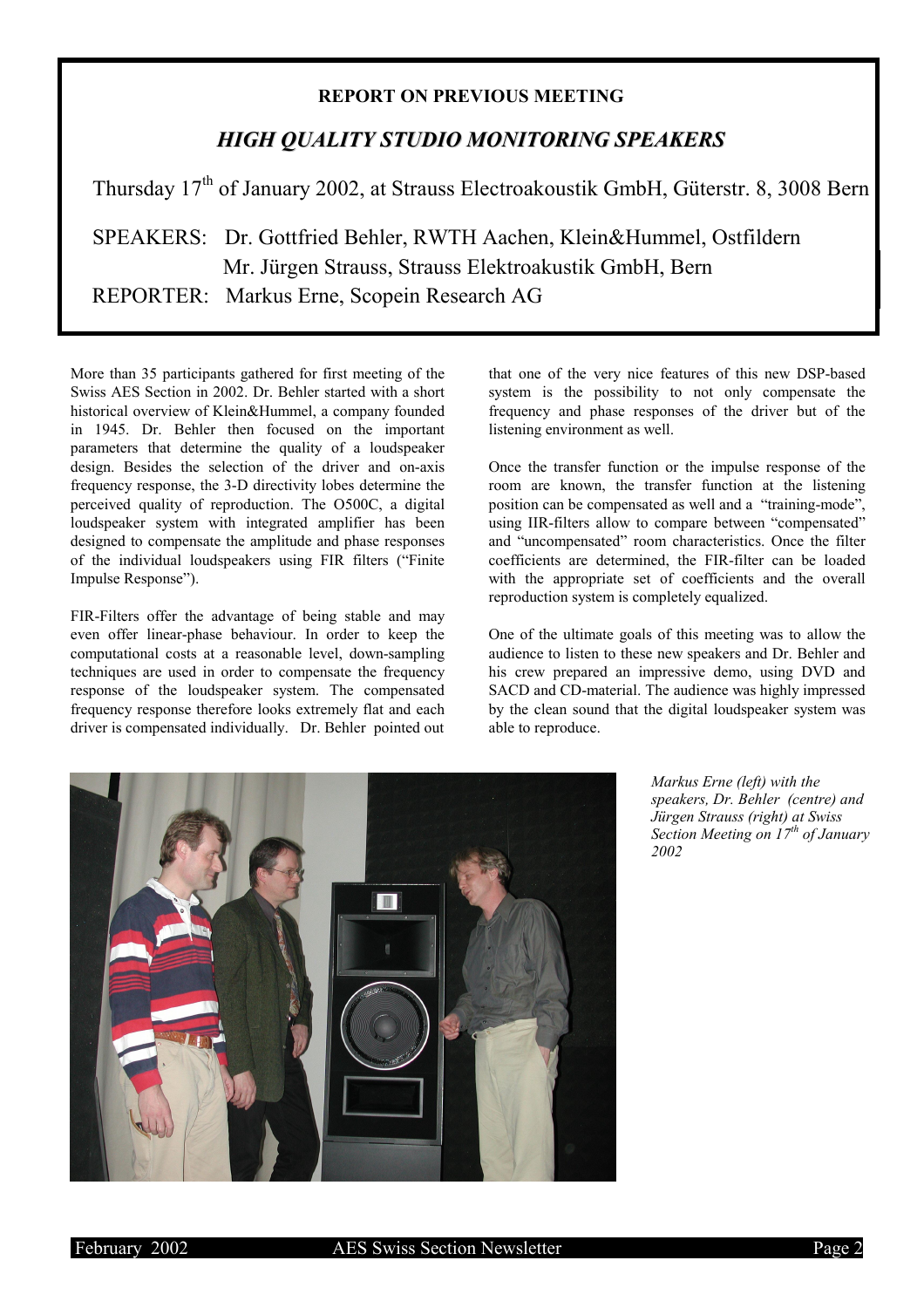**REPORT ON PREVIOUS MEETING**

## *HIGH QUALITY STUDIO MONITORING SPEAKERS*

Thursday 17th of January 2002, at Strauss Electroakoustik GmbH, Güterstr. 8, 3008 Bern

SPEAKERS: Dr. Gottfried Behler, RWTH Aachen, Klein&Hummel, Ostfildern
Mr. Jürgen Strauss, Strauss Elektroakustik GmbH, Bern

REPORTER: Markus Erne, Scopein Research AG

More than 35 participants gathered for first meeting of the Swiss AES Section in 2002. Dr. Behler started with a short historical overview of Klein&Hummel, a company founded in 1945. Dr. Behler then focused on the important parameters that determine the quality of a loudspeaker design. Besides the selection of the driver and on-axis frequency response, the 3-D directivity lobes determine the perceived quality of reproduction. The O500C, a digital loudspeaker system with integrated amplifier has been designed to compensate the amplitude and phase responses of the individual loudspeakers using FIR filters ("Finite Impulse Response").

FIR-Filters offer the advantage of being stable and may even offer linear-phase behaviour. In order to keep the computational costs at a reasonable level, down-sampling techniques are used in order to compensate the frequency response of the loudspeaker system. The compensated frequency response therefore looks extremely flat and each driver is compensated individually. Dr. Behler pointed out that one of the very nice features of this new DSP-based system is the possibility to not only compensate the frequency and phase responses of the driver but of the listening environment as well.

Once the transfer function or the impulse response of the room are known, the transfer function at the listening position can be compensated as well and a "training-mode", using IIR-filters allow to compare between "compensated" and "uncompensated" room characteristics. Once the filter coefficients are determined, the FIR-filter can be loaded with the appropriate set of coefficients and the overall reproduction system is completely equalized.

One of the ultimate goals of this meeting was to allow the audience to listen to these new speakers and Dr. Behler and his crew prepared an impressive demo, using DVD and SACD and CD-material. The audience was highly impressed by the clean sound that the digital loudspeaker system was able to reproduce.

*Markus Erne (left) with the speakers, Dr. Behler (centre) and Jürgen Strauss (right) at Swiss Section Meeting on 17th of January 2002*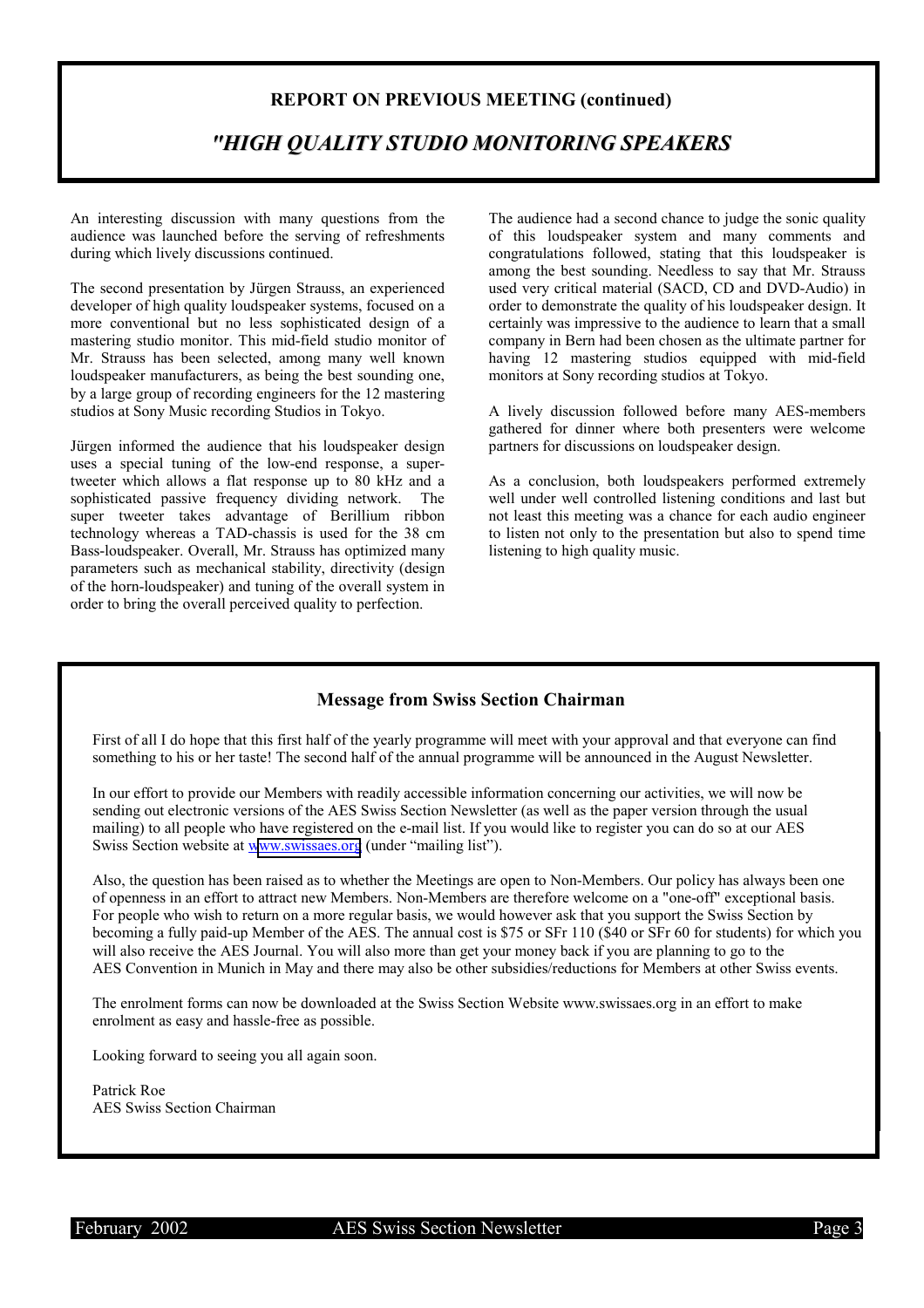## REPORT ON PREVIOUS MEETING (continued)

## *"HIGH QUALITY STUDIO MONITORING SPEAKERS*

An interesting discussion with many questions from the audience was launched before the serving of refreshments during which lively discussions continued.

The second presentation by Jürgen Strauss, an experienced developer of high quality loudspeaker systems, focused on a more conventional but no less sophisticated design of a mastering studio monitor. This mid-field studio monitor of Mr. Strauss has been selected, among many well known loudspeaker manufacturers, as being the best sounding one, by a large group of recording engineers for the 12 mastering studios at Sony Music recording Studios in Tokyo.

Jürgen informed the audience that his loudspeaker design uses a special tuning of the low-end response, a super-tweeter which allows a flat response up to 80 kHz and a sophisticated passive frequency dividing network. The super tweeter takes advantage of Berillium ribbon technology whereas a TAD-chassis is used for the 38 cm Bass-loudspeaker. Overall, Mr. Strauss has optimized many parameters such as mechanical stability, directivity (design of the horn-loudspeaker) and tuning of the overall system in order to bring the overall perceived quality to perfection.

The audience had a second chance to judge the sonic quality of this loudspeaker system and many comments and congratulations followed, stating that this loudspeaker is among the best sounding. Needless to say that Mr. Strauss used very critical material (SACD, CD and DVD-Audio) in order to demonstrate the quality of his loudspeaker design. It certainly was impressive to the audience to learn that a small company in Bern had been chosen as the ultimate partner for having 12 mastering studios equipped with mid-field monitors at Sony recording studios at Tokyo.

A lively discussion followed before many AES-members gathered for dinner where both presenters were welcome partners for discussions on loudspeaker design.

As a conclusion, both loudspeakers performed extremely well under well controlled listening conditions and last but not least this meeting was a chance for each audio engineer to listen not only to the presentation but also to spend time listening to high quality music.

## Message from Swiss Section Chairman

First of all I do hope that this first half of the yearly programme will meet with your approval and that everyone can find something to his or her taste! The second half of the annual programme will be announced in the August Newsletter.

In our effort to provide our Members with readily accessible information concerning our activities, we will now be sending out electronic versions of the AES Swiss Section Newsletter (as well as the paper version through the usual mailing) to all people who have registered on the e-mail list. If you would like to register you can do so at our AES Swiss Section website at www.swissaes.org (under "mailing list").

Also, the question has been raised as to whether the Meetings are open to Non-Members. Our policy has always been one of openness in an effort to attract new Members. Non-Members are therefore welcome on a "one-off" exceptional basis. For people who wish to return on a more regular basis, we would however ask that you support the Swiss Section by becoming a fully paid-up Member of the AES. The annual cost is $75 or SFr 110 ($40 or SFr 60 for students) for which you will also receive the AES Journal. You will also more than get your money back if you are planning to go to the AES Convention in Munich in May and there may also be other subsidies/reductions for Members at other Swiss events.

The enrolment forms can now be downloaded at the Swiss Section Website www.swissaes.org in an effort to make enrolment as easy and hassle-free as possible.

Looking forward to seeing you all again soon.

Patrick Roe  
AES Swiss Section Chairman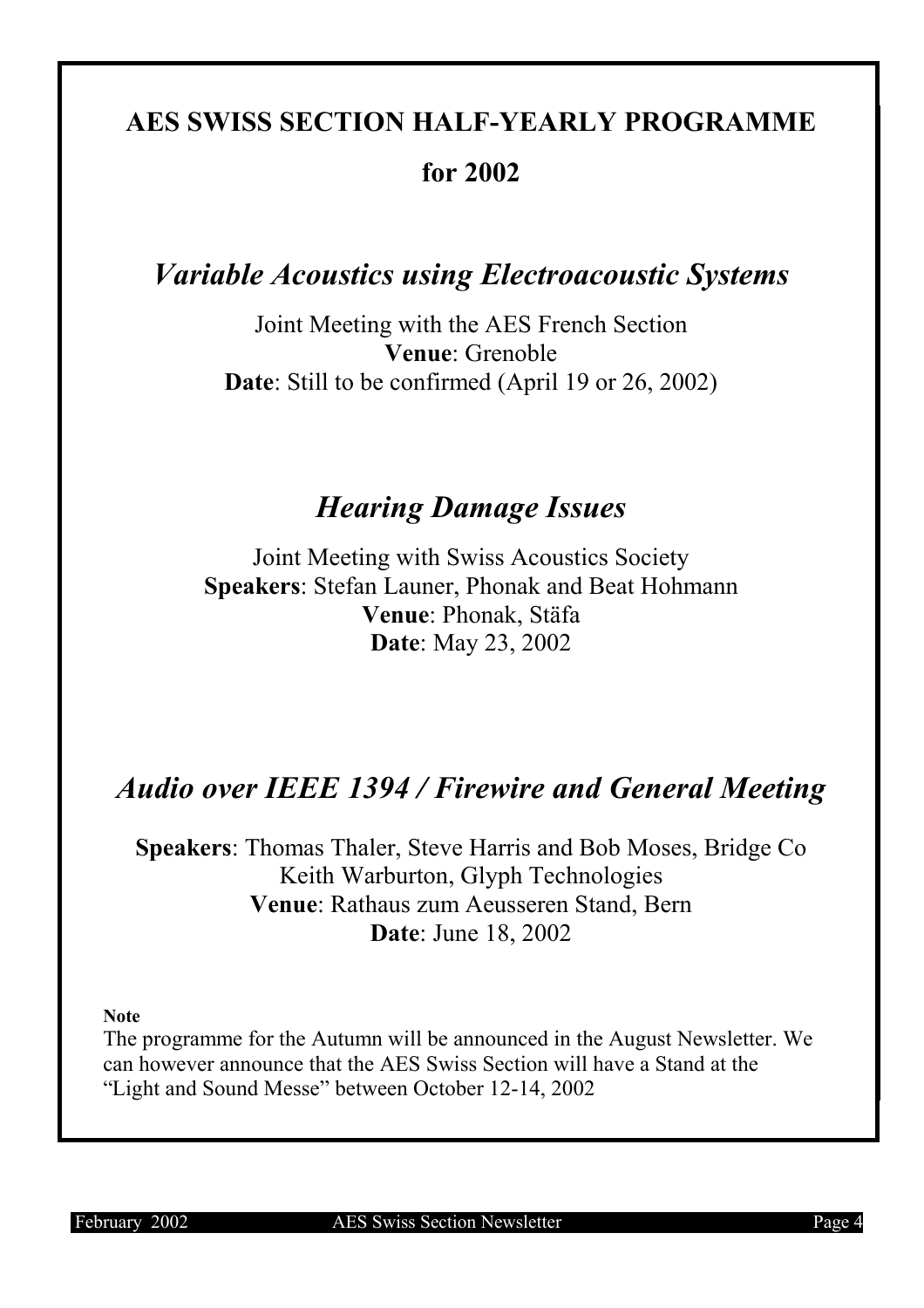# AES SWISS SECTION HALF-YEARLY PROGRAMME

# for 2002

## *Variable Acoustics using Electroacoustic Systems*

Joint Meeting with the AES French Section
**Venue**: Grenoble
**Date**: Still to be confirmed (April 19 or 26, 2002)

## *Hearing Damage Issues*

Joint Meeting with Swiss Acoustics Society
**Speakers**: Stefan Launer, Phonak and Beat Hohmann
**Venue**: Phonak, Stäfa
**Date**: May 23, 2002

## *Audio over IEEE 1394 / Firewire and General Meeting*

**Speakers**: Thomas Thaler, Steve Harris and Bob Moses, Bridge Co
Keith Warburton, Glyph Technologies
**Venue**: Rathaus zum Aeusseren Stand, Bern
**Date**: June 18, 2002

**Note**

The programme for the Autumn will be announced in the August Newsletter. We can however announce that the AES Swiss Section will have a Stand at the "Light and Sound Messe" between October 12-14, 2002